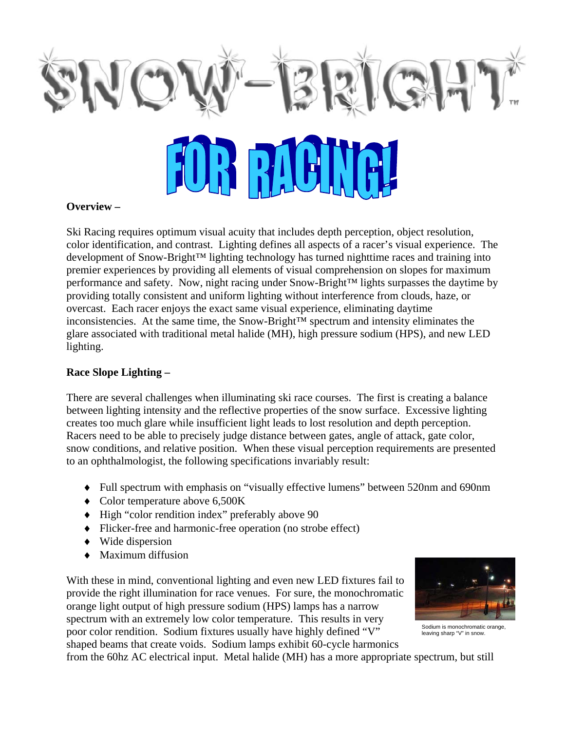# SNOW-BRIGHT™

## FOR RACING!

**Overview –**

Ski Racing requires optimum visual acuity that includes depth perception, object resolution, color identification, and contrast. Lighting defines all aspects of a racer's visual experience. The development of Snow-Bright™ lighting technology has turned nighttime races and training into premier experiences by providing all elements of visual comprehension on slopes for maximum performance and safety. Now, night racing under Snow-Bright™ lights surpasses the daytime by providing totally consistent and uniform lighting without interference from clouds, haze, or overcast. Each racer enjoys the exact same visual experience, eliminating daytime inconsistencies. At the same time, the Snow-Bright™ spectrum and intensity eliminates the glare associated with traditional metal halide (MH), high pressure sodium (HPS), and new LED lighting.

**Race Slope Lighting –**

There are several challenges when illuminating ski race courses. The first is creating a balance between lighting intensity and the reflective properties of the snow surface. Excessive lighting creates too much glare while insufficient light leads to lost resolution and depth perception. Racers need to be able to precisely judge distance between gates, angle of attack, gate color, snow conditions, and relative position. When these visual perception requirements are presented to an ophthalmologist, the following specifications invariably result:

- Full spectrum with emphasis on "visually effective lumens" between 520nm and 690nm
- Color temperature above 6,500K
- High "color rendition index" preferably above 90
- Flicker-free and harmonic-free operation (no strobe effect)
- Wide dispersion
- Maximum diffusion

Sodium is monochromatic orange, leaving sharp "V" in snow.

With these in mind, conventional lighting and even new LED fixtures fail to provide the right illumination for race venues. For sure, the monochromatic orange light output of high pressure sodium (HPS) lamps has a narrow spectrum with an extremely low color temperature. This results in very poor color rendition. Sodium fixtures usually have highly defined "V" shaped beams that create voids. Sodium lamps exhibit 60-cycle harmonics from the 60hz AC electrical input. Metal halide (MH) has a more appropriate spectrum, but still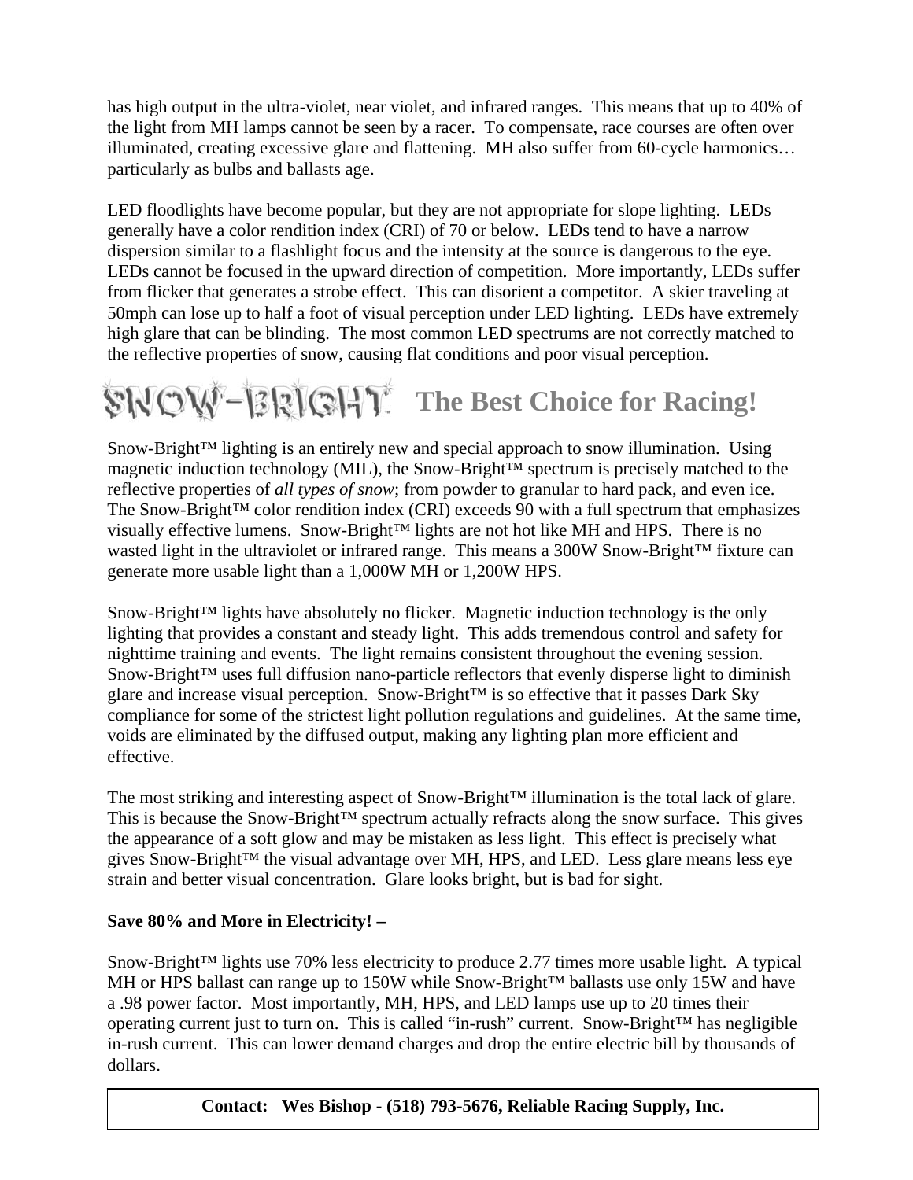has high output in the ultra-violet, near violet, and infrared ranges. This means that up to 40% of the light from MH lamps cannot be seen by a racer. To compensate, race courses are often over illuminated, creating excessive glare and flattening. MH also suffer from 60-cycle harmonics… particularly as bulbs and ballasts age.

LED floodlights have become popular, but they are not appropriate for slope lighting. LEDs generally have a color rendition index (CRI) of 70 or below. LEDs tend to have a narrow dispersion similar to a flashlight focus and the intensity at the source is dangerous to the eye. LEDs cannot be focused in the upward direction of competition. More importantly, LEDs suffer from flicker that generates a strobe effect. This can disorient a competitor. A skier traveling at 50mph can lose up to half a foot of visual perception under LED lighting. LEDs have extremely high glare that can be blinding. The most common LED spectrums are not correctly matched to the reflective properties of snow, causing flat conditions and poor visual perception.

## SNOW-BRIGHT™ The Best Choice for Racing!

Snow-Bright™ lighting is an entirely new and special approach to snow illumination. Using magnetic induction technology (MIL), the Snow-Bright™ spectrum is precisely matched to the reflective properties of *all types of snow*; from powder to granular to hard pack, and even ice. The Snow-Bright™ color rendition index (CRI) exceeds 90 with a full spectrum that emphasizes visually effective lumens. Snow-Bright™ lights are not hot like MH and HPS. There is no wasted light in the ultraviolet or infrared range. This means a 300W Snow-Bright™ fixture can generate more usable light than a 1,000W MH or 1,200W HPS.

Snow-Bright™ lights have absolutely no flicker. Magnetic induction technology is the only lighting that provides a constant and steady light. This adds tremendous control and safety for nighttime training and events. The light remains consistent throughout the evening session. Snow-Bright™ uses full diffusion nano-particle reflectors that evenly disperse light to diminish glare and increase visual perception. Snow-Bright™ is so effective that it passes Dark Sky compliance for some of the strictest light pollution regulations and guidelines. At the same time, voids are eliminated by the diffused output, making any lighting plan more efficient and effective.

The most striking and interesting aspect of Snow-Bright™ illumination is the total lack of glare. This is because the Snow-Bright™ spectrum actually refracts along the snow surface. This gives the appearance of a soft glow and may be mistaken as less light. This effect is precisely what gives Snow-Bright™ the visual advantage over MH, HPS, and LED. Less glare means less eye strain and better visual concentration. Glare looks bright, but is bad for sight.

**Save 80% and More in Electricity! –**

Snow-Bright™ lights use 70% less electricity to produce 2.77 times more usable light. A typical MH or HPS ballast can range up to 150W while Snow-Bright™ ballasts use only 15W and have a .98 power factor. Most importantly, MH, HPS, and LED lamps use up to 20 times their operating current just to turn on. This is called "in-rush" current. Snow-Bright™ has negligible in-rush current. This can lower demand charges and drop the entire electric bill by thousands of dollars.

**Contact: Wes Bishop - (518) 793-5676, Reliable Racing Supply, Inc.**